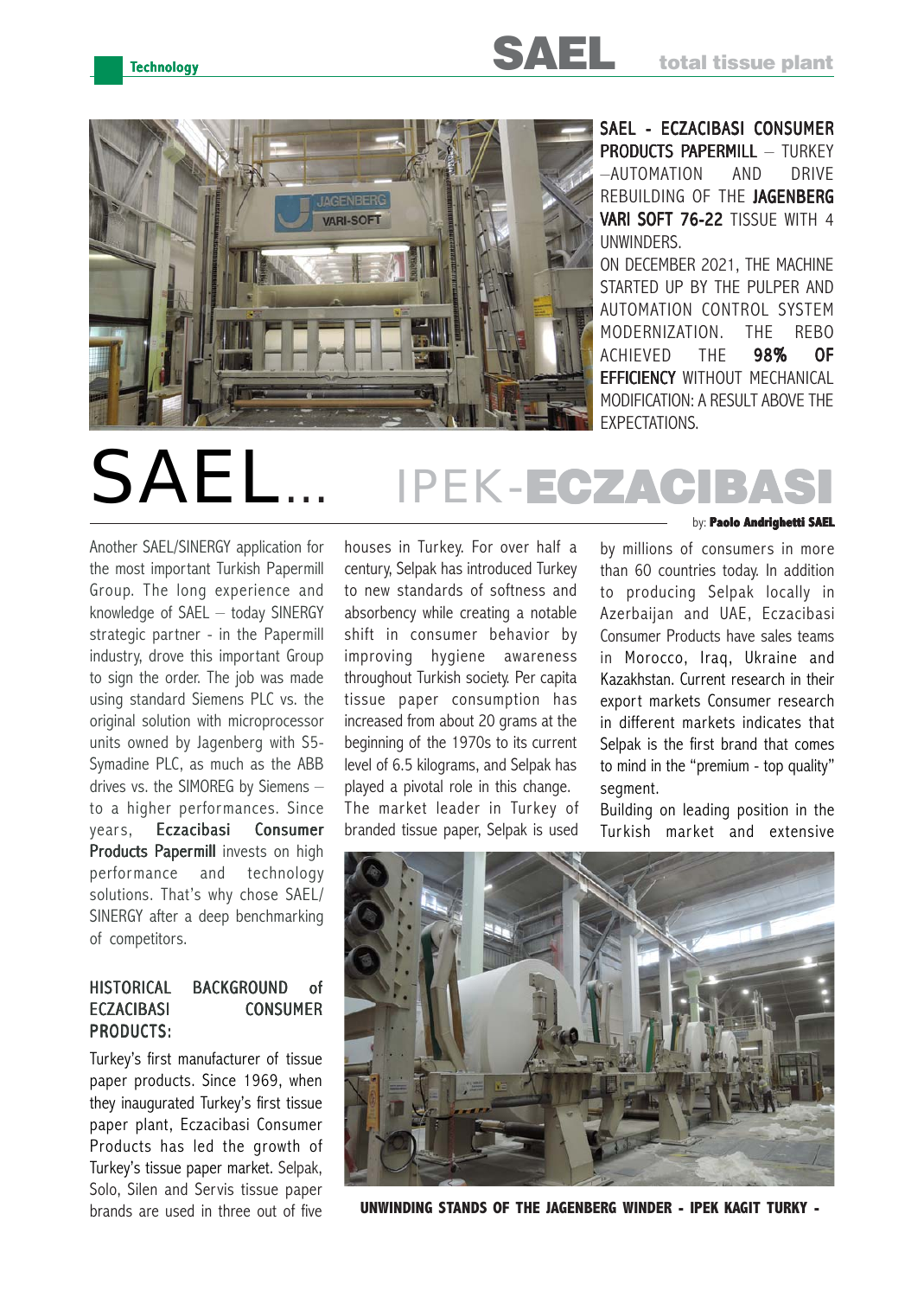**SAEL - ECZACIBASI CONSUMER PRODUCTS PAPERMILL** – TURKEY –AUTOMATION AND DRIVE REBUILDING OF THE **JAGENBERG VARI SOFT 76-22** TISSUE WITH 4 UNWINDERS.

ON DECEMBER 2021, THE MACHINE STARTED UP BY THE PULPER AND AUTOMATION CONTROL SYSTEM MODERNIZATION. THE REBO ACHIEVED THE **98% OF EFFICIENCY** WITHOUT MECHANICAL MODIFICATION: A RESULT ABOVE THE EXPECTATIONS.

# SAEL... IPEK-ECZACIBASI

by: **Paolo Andrighetti SAEL**

Another SAEL/SINERGY application for the most important Turkish Papermill Group. The long experience and knowledge of SAEL – today SINERGY strategic partner - in the Papermill industry, drove this important Group to sign the order. The job was made using standard Siemens PLC vs. the original solution with microprocessor units owned by Jagenberg with S5-Symadine PLC, as much as the ABB drives vs. the SIMOREG by Siemens – to a higher performances. Since years, **Eczacibasi Consumer Products Papermill** invests on high performance and technology solutions. That's why chose SAEL/SINERGY after a deep benchmarking of competitors.

## HISTORICAL BACKGROUND of ECZACIBASI CONSUMER PRODUCTS:

Turkey's first manufacturer of tissue paper products. Since 1969, when they inaugurated Turkey's first tissue paper plant, Eczacibasi Consumer Products has led the growth of Turkey's tissue paper market. Selpak, Solo, Silen and Servis tissue paper brands are used in three out of five houses in Turkey. For over half a century, Selpak has introduced Turkey to new standards of softness and absorbency while creating a notable shift in consumer behavior by improving hygiene awareness throughout Turkish society. Per capita tissue paper consumption has increased from about 20 grams at the beginning of the 1970s to its current level of 6.5 kilograms, and Selpak has played a pivotal role in this change. The market leader in Turkey of branded tissue paper, Selpak is used by millions of consumers in more than 60 countries today. In addition to producing Selpak locally in Azerbaijan and UAE, Eczacibasi Consumer Products have sales teams in Morocco, Iraq, Ukraine and Kazakhstan. Current research in their export markets Consumer research in different markets indicates that Selpak is the first brand that comes to mind in the "premium - top quality" segment.

Building on leading position in the Turkish market and extensive

**UNWINDING STANDS OF THE JAGENBERG WINDER - IPEK KAGIT TURKY -**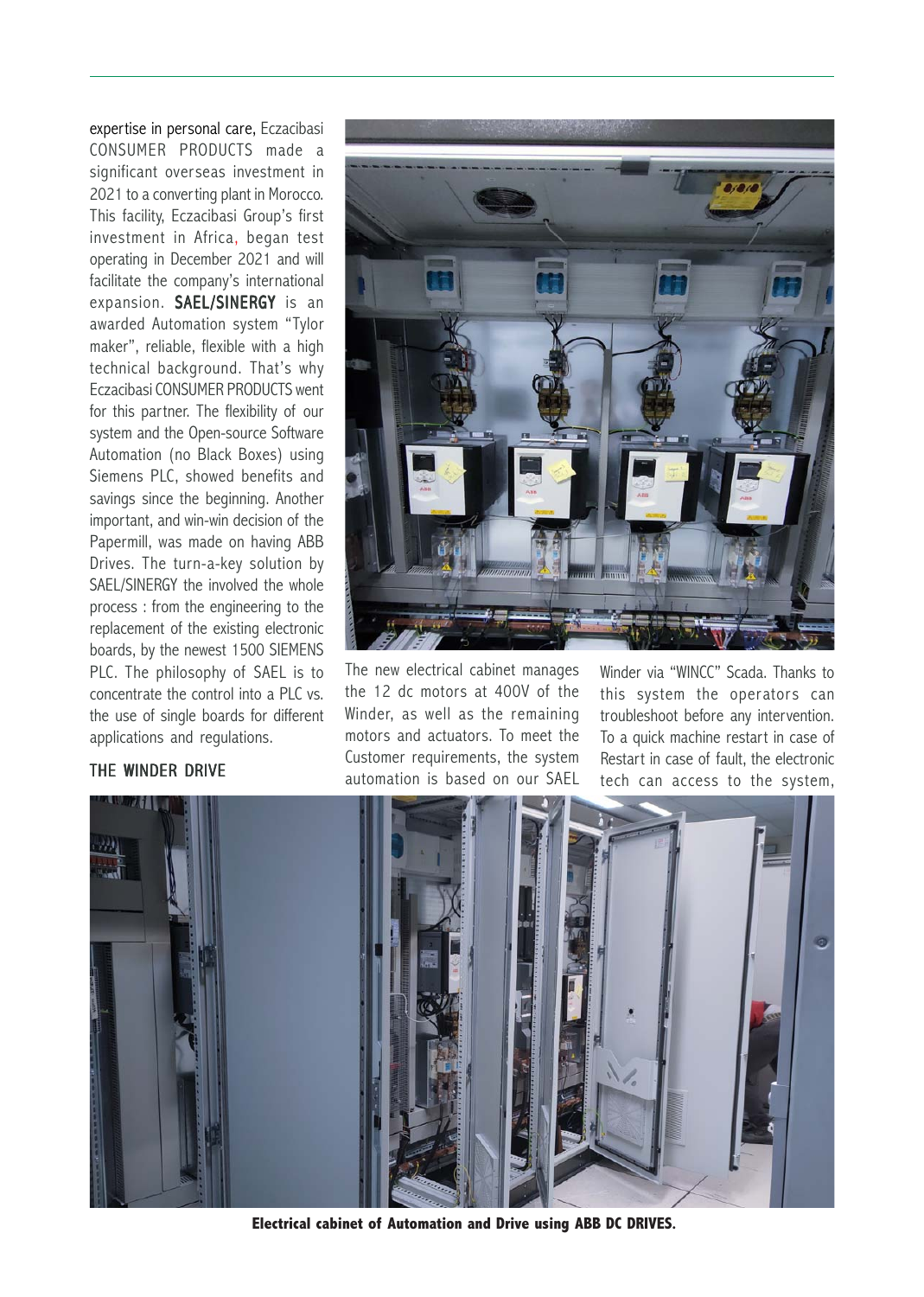expertise in personal care, Eczacibasi CONSUMER PRODUCTS made a significant overseas investment in 2021 to a converting plant in Morocco. This facility, Eczacibasi Group's first investment in Africa, began test operating in December 2021 and will facilitate the company's international expansion. **SAEL/SINERGY** is an awarded Automation system "Tylor maker", reliable, flexible with a high technical background. That's why Eczacibasi CONSUMER PRODUCTS went for this partner. The flexibility of our system and the Open-source Software Automation (no Black Boxes) using Siemens PLC, showed benefits and savings since the beginning. Another important, and win-win decision of the Papermill, was made on having ABB Drives. The turn-a-key solution by SAEL/SINERGY the involved the whole process : from the engineering to the replacement of the existing electronic boards, by the newest 1500 SIEMENS PLC. The philosophy of SAEL is to concentrate the control into a PLC vs. the use of single boards for different applications and regulations.

## THE WINDER DRIVE

The new electrical cabinet manages the 12 dc motors at 400V of the Winder, as well as the remaining motors and actuators. To meet the Customer requirements, the system automation is based on our SAEL Winder via "WINCC" Scada. Thanks to this system the operators can troubleshoot before any intervention. To a quick machine restart in case of Restart in case of fault, the electronic tech can access to the system,

**Electrical cabinet of Automation and Drive using ABB DC DRIVES.**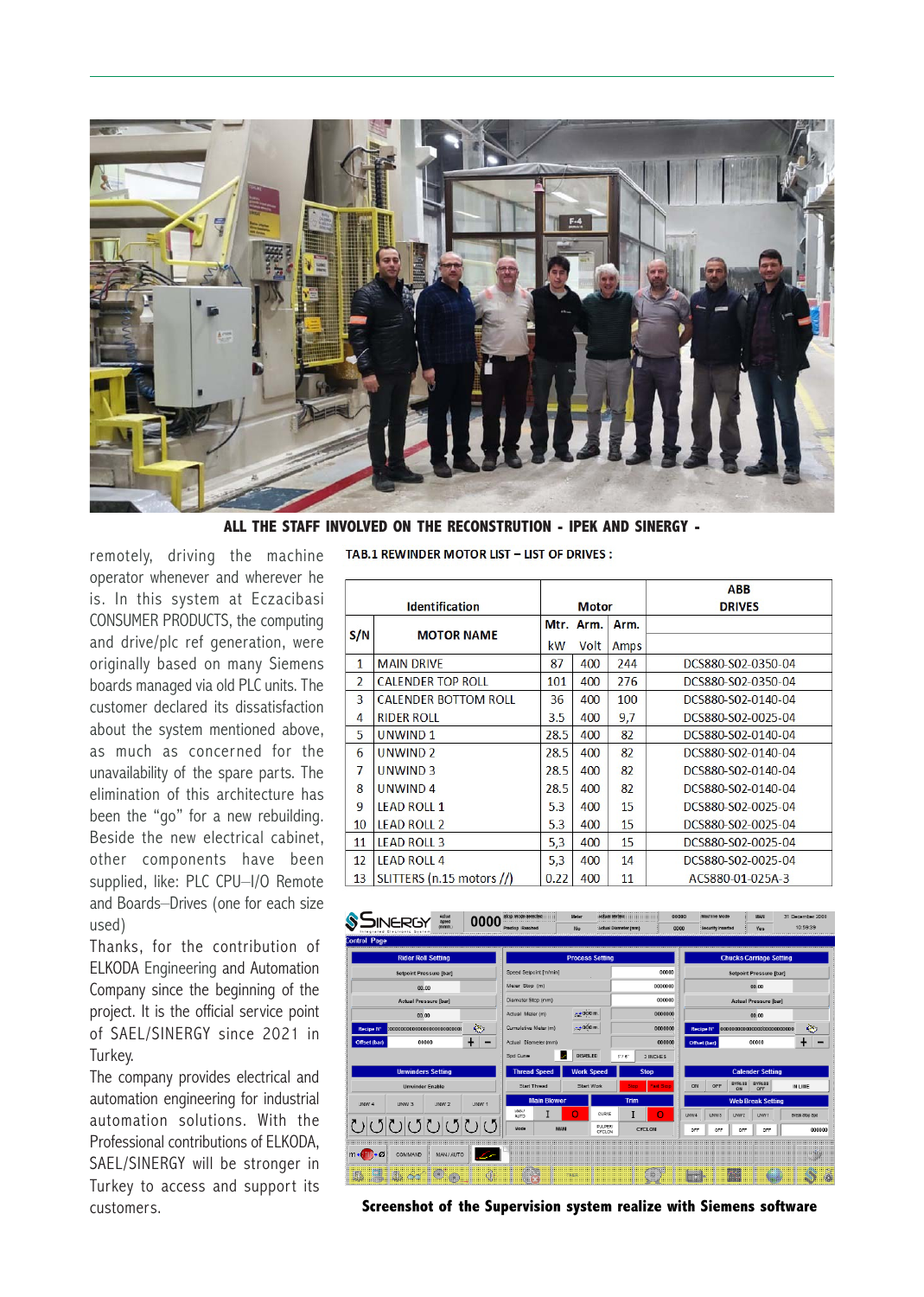ALL THE STAFF INVOLVED ON THE RECONSTRUTION - IPEK AND SINERGY -

remotely, driving the machine operator whenever and wherever he is. In this system at Eczacibasi CONSUMER PRODUCTS, the computing and drive/plc ref generation, were originally based on many Siemens boards managed via old PLC units. The customer declared its dissatisfaction about the system mentioned above, as much as concerned for the unavailability of the spare parts. The elimination of this architecture has been the "go" for a new rebuilding. Beside the new electrical cabinet, other components have been supplied, like: PLC CPU–I/O Remote and Boards–Drives (one for each size used)

Thanks, for the contribution of ELKODA Engineering and Automation Company since the beginning of the project. It is the official service point of SAEL/SINERGY since 2021 in Turkey.

The company provides electrical and automation engineering for industrial automation solutions. With the Professional contributions of ELKODA, SAEL/SINERGY will be stronger in Turkey to access and support its customers.

**TAB.1 REWINDER MOTOR LIST – LIST OF DRIVES :**

| Identification | | Motor | | | ABB DRIVES |
|---|---|---|---|---|---|
| S/N | MOTOR NAME | Mtr. kW | Arm. Volt | Arm. Amps | |
| 1 | MAIN DRIVE | 87 | 400 | 244 | DCS880-S02-0350-04 |
| 2 | CALENDER TOP ROLL | 101 | 400 | 276 | DCS880-S02-0350-04 |
| 3 | CALENDER BOTTOM ROLL | 36 | 400 | 100 | DCS880-S02-0140-04 |
| 4 | RIDER ROLL | 3.5 | 400 | 9,7 | DCS880-S02-0025-04 |
| 5 | UNWIND 1 | 28.5 | 400 | 82 | DCS880-S02-0140-04 |
| 6 | UNWIND 2 | 28.5 | 400 | 82 | DCS880-S02-0140-04 |
| 7 | UNWIND 3 | 28.5 | 400 | 82 | DCS880-S02-0140-04 |
| 8 | UNWIND 4 | 28.5 | 400 | 82 | DCS880-S02-0140-04 |
| 9 | LEAD ROLL 1 | 5.3 | 400 | 15 | DCS880-S02-0025-04 |
| 10 | LEAD ROLL 2 | 5.3 | 400 | 15 | DCS880-S02-0025-04 |
| 11 | LEAD ROLL 3 | 5,3 | 400 | 15 | DCS880-S02-0025-04 |
| 12 | LEAD ROLL 4 | 5,3 | 400 | 14 | DCS880-S02-0025-04 |
| 13 | SLITTERS (n.15 motors //) | 0.22 | 400 | 11 | ACS880-01-025A-3 |

Screenshot of the Supervision system realize with Siemens software